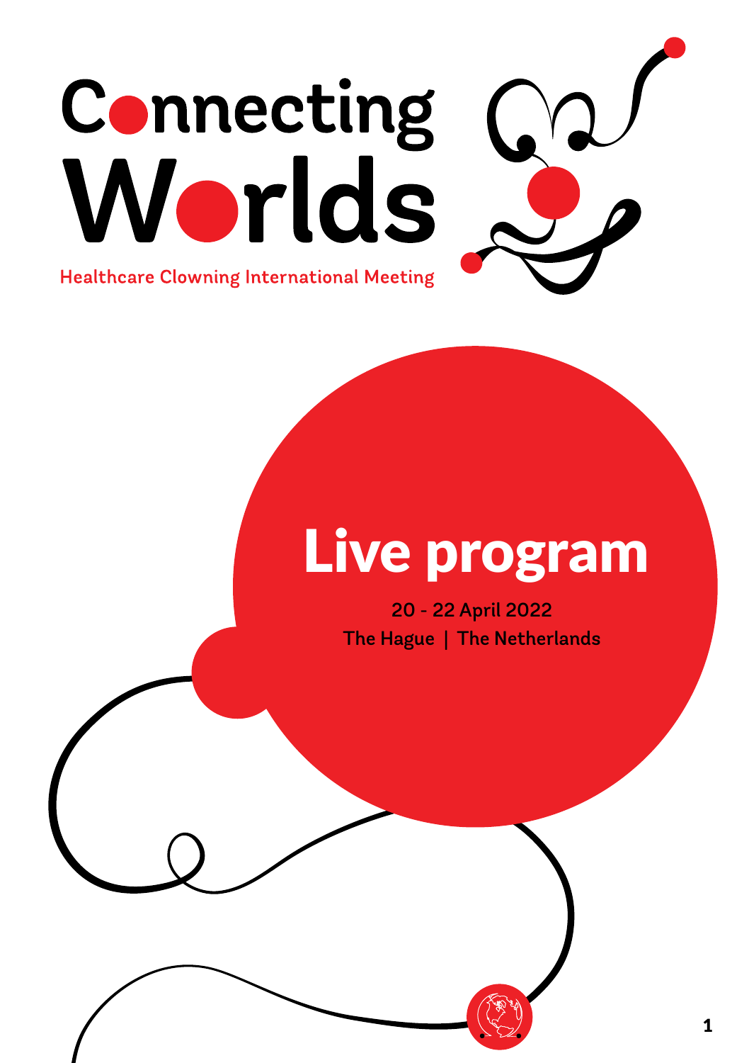# Connecting Worlds

Healthcare Clowning International Meeting

# Live program

20 - 22 April 2022

The Hague | The Netherlands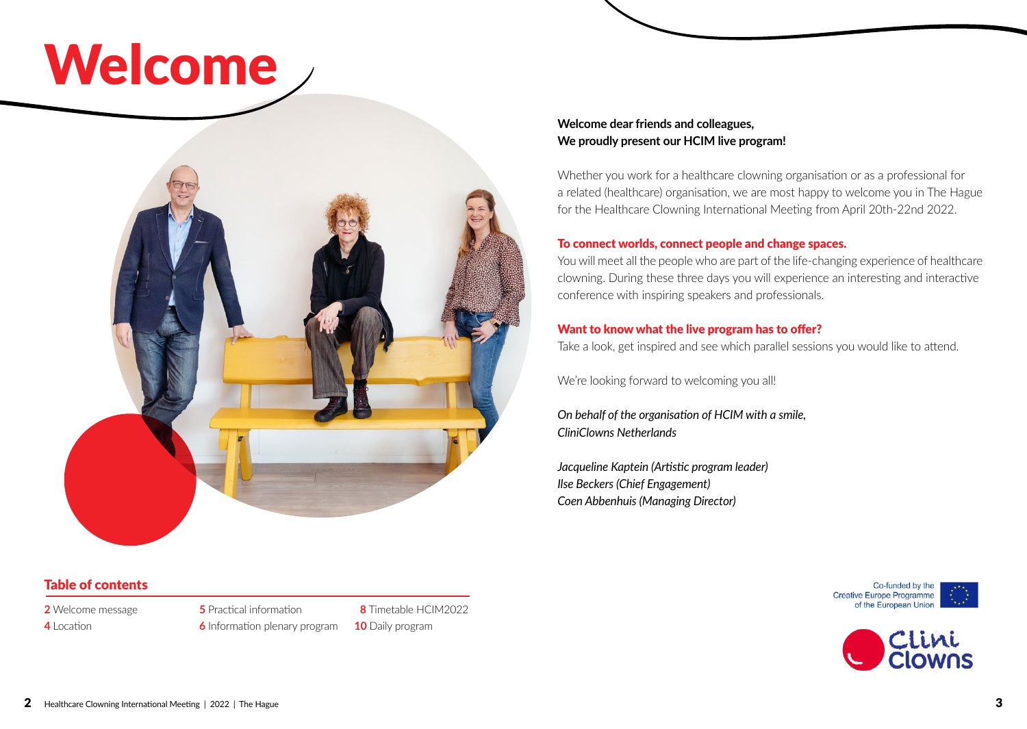# Welcome

**Welcome dear friends and colleagues,**
**We proudly present our HCIM live program!**

Whether you work for a healthcare clowning organisation or as a professional for a related (healthcare) organisation, we are most happy to welcome you in The Hague for the Healthcare Clowning International Meeting from April 20th-22nd 2022.

**To connect worlds, connect people and change spaces.**
You will meet all the people who are part of the life-changing experience of healthcare clowning. During these three days you will experience an interesting and interactive conference with inspiring speakers and professionals.

**Want to know what the live program has to offer?**
Take a look, get inspired and see which parallel sessions you would like to attend.

We're looking forward to welcoming you all!

*On behalf of the organisation of HCIM with a smile,*
*CliniClowns Netherlands*

*Jacqueline Kaptein (Artistic program leader)*
*Ilse Beckers (Chief Engagement)*
*Coen Abbenhuis (Managing Director)*

## Table of contents

- **2** Welcome message
- **4** Location
- **5** Practical information
- **6** Information plenary program
- **8** Timetable HCIM2022
- **10** Daily program

Co-funded by the Creative Europe Programme of the European Union

CliniClowns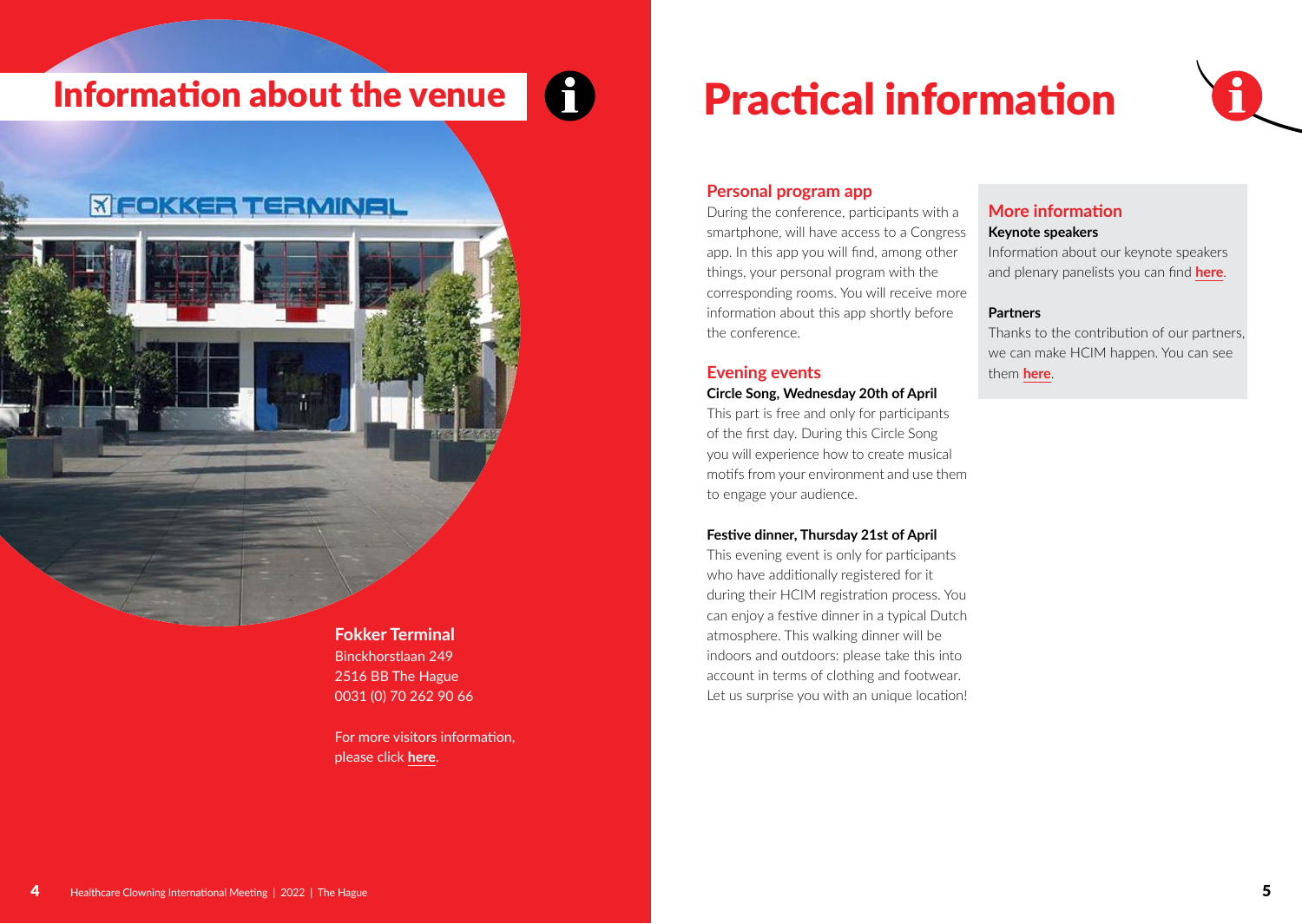# Information about the venue

**Fokker Terminal**
Binckhorstlaan 249
2516 BB The Hague
0031 (0) 70 262 90 66

For more visitors information, please click **here**.

# Practical information

## Personal program app

During the conference, participants with a smartphone, will have access to a Congress app. In this app you will find, among other things, your personal program with the corresponding rooms. You will receive more information about this app shortly before the conference.

## Evening events

**Circle Song, Wednesday 20th of April**

This part is free and only for participants of the first day. During this Circle Song you will experience how to create musical motifs from your environment and use them to engage your audience.

**Festive dinner, Thursday 21st of April**

This evening event is only for participants who have additionally registered for it during their HCIM registration process. You can enjoy a festive dinner in a typical Dutch atmosphere. This walking dinner will be indoors and outdoors: please take this into account in terms of clothing and footwear. Let us surprise you with an unique location!

## More information

**Keynote speakers**

Information about our keynote speakers and plenary panelists you can find **here**.

**Partners**

Thanks to the contribution of our partners, we can make HCIM happen. You can see them **here**.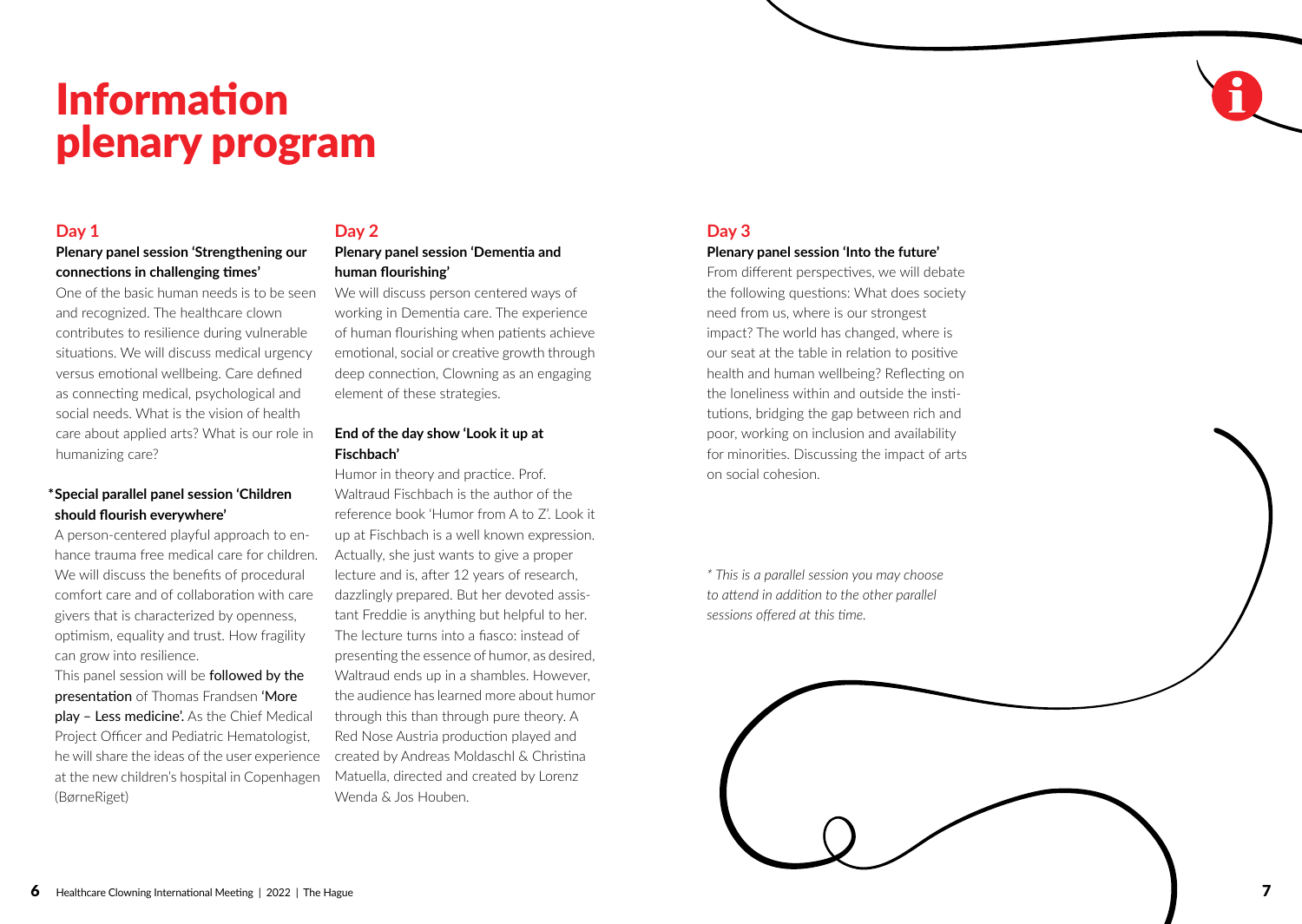# Information plenary program

## Day 1

**Plenary panel session 'Strengthening our connections in challenging times'**

One of the basic human needs is to be seen and recognized. The healthcare clown contributes to resilience during vulnerable situations. We will discuss medical urgency versus emotional wellbeing. Care defined as connecting medical, psychological and social needs. What is the vision of health care about applied arts? What is our role in humanizing care?

**\*Special parallel panel session 'Children should flourish everywhere'**

A person-centered playful approach to enhance trauma free medical care for children. We will discuss the benefits of procedural comfort care and of collaboration with care givers that is characterized by openness, optimism, equality and trust. How fragility can grow into resilience.

This panel session will be followed by the presentation of Thomas Frandsen 'More play – Less medicine'. As the Chief Medical Project Officer and Pediatric Hematologist, he will share the ideas of the user experience at the new children's hospital in Copenhagen (BørneRiget)

## Day 2

**Plenary panel session 'Dementia and human flourishing'**

We will discuss person centered ways of working in Dementia care. The experience of human flourishing when patients achieve emotional, social or creative growth through deep connection, Clowning as an engaging element of these strategies.

**End of the day show 'Look it up at Fischbach'**

Humor in theory and practice. Prof. Waltraud Fischbach is the author of the reference book 'Humor from A to Z'. Look it up at Fischbach is a well known expression. Actually, she just wants to give a proper lecture and is, after 12 years of research, dazzlingly prepared. But her devoted assistant Freddie is anything but helpful to her. The lecture turns into a fiasco: instead of presenting the essence of humor, as desired, Waltraud ends up in a shambles. However, the audience has learned more about humor through this than through pure theory. A Red Nose Austria production played and created by Andreas Moldaschl & Christina Matuella, directed and created by Lorenz Wenda & Jos Houben.

## Day 3

**Plenary panel session 'Into the future'**

From different perspectives, we will debate the following questions: What does society need from us, where is our strongest impact? The world has changed, where is our seat at the table in relation to positive health and human wellbeing? Reflecting on the loneliness within and outside the institutions, bridging the gap between rich and poor, working on inclusion and availability for minorities. Discussing the impact of arts on social cohesion.

*\* This is a parallel session you may choose to attend in addition to the other parallel sessions offered at this time.*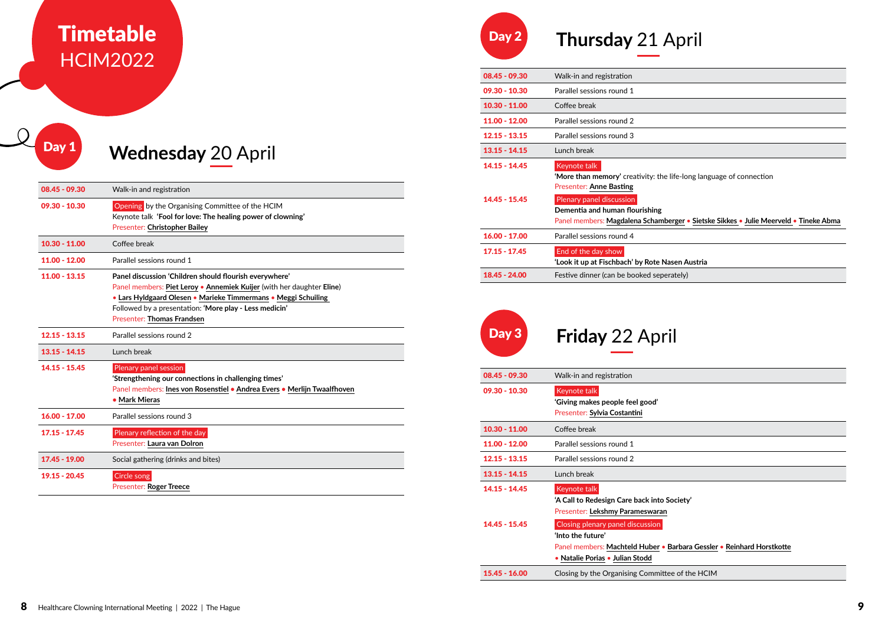# Timetable HCIM2022

## Day 1 — Wednesday 20 April

| Time | Programme |
|---|---|
| 08.45 - 09.30 | Walk-in and registration |
| 09.30 - 10.30 | Opening by the Organising Committee of the HCIM<br>Keynote talk **'Fool for love: The healing power of clowning'**<br>Presenter: **Christopher Bailey** |
| 10.30 - 11.00 | Coffee break |
| 11.00 - 12.00 | Parallel sessions round 1 |
| 11.00 - 13.15 | **Panel discussion 'Children should flourish everywhere'**<br>Panel members: **Piet Leroy** • **Annemiek Kuijer** (with her daughter **Eline**) • **Lars Hyldgaard Olesen** • **Marieke Timmermans** • **Meggi Schuiling**<br>Followed by a presentation: **'More play - Less medicin'**<br>Presenter: **Thomas Frandsen** |
| 12.15 - 13.15 | Parallel sessions round 2 |
| 13.15 - 14.15 | Lunch break |
| 14.15 - 15.45 | Plenary panel session<br>**'Strengthening our connections in challenging times'**<br>Panel members: **Ines von Rosenstiel** • **Andrea Evers** • **Merlijn Twaalfhoven** • **Mark Mieras** |
| 16.00 - 17.00 | Parallel sessions round 3 |
| 17.15 - 17.45 | Plenary reflection of the day<br>Presenter: **Laura van Dolron** |
| 17.45 - 19.00 | Social gathering (drinks and bites) |
| 19.15 - 20.45 | Circle song<br>Presenter: **Roger Treece** |

## Day 2 — Thursday 21 April

| Time | Programme |
|---|---|
| 08.45 - 09.30 | Walk-in and registration |
| 09.30 - 10.30 | Parallel sessions round 1 |
| 10.30 - 11.00 | Coffee break |
| 11.00 - 12.00 | Parallel sessions round 2 |
| 12.15 - 13.15 | Parallel sessions round 3 |
| 13.15 - 14.15 | Lunch break |
| 14.15 - 14.45 | Keynote talk<br>**'More than memory'** creativity: the life-long language of connection<br>Presenter: **Anne Basting** |
| 14.45 - 15.45 | Plenary panel discussion<br>**Dementia and human flourishing**<br>Panel members: **Magdalena Schamberger** • **Sietske Sikkes** • **Julie Meerveld** • **Tineke Abma** |
| 16.00 - 17.00 | Parallel sessions round 4 |
| 17.15 - 17.45 | End of the day show<br>**'Look it up at Fischbach' by Rote Nasen Austria** |
| 18.45 - 24.00 | Festive dinner (can be booked seperately) |

## Day 3 — Friday 22 April

| Time | Programme |
|---|---|
| 08.45 - 09.30 | Walk-in and registration |
| 09.30 - 10.30 | Keynote talk<br>**'Giving makes people feel good'**<br>Presenter: **Sylvia Costantini** |
| 10.30 - 11.00 | Coffee break |
| 11.00 - 12.00 | Parallel sessions round 1 |
| 12.15 - 13.15 | Parallel sessions round 2 |
| 13.15 - 14.15 | Lunch break |
| 14.15 - 14.45 | Keynote talk<br>**'A Call to Redesign Care back into Society'**<br>Presenter: **Lekshmy Parameswaran** |
| 14.45 - 15.45 | Closing plenary panel discussion<br>**'Into the future'**<br>Panel members: **Machteld Huber** • **Barbara Gessler** • **Reinhard Horstkotte** • **Natalie Porias** • **Julian Stodd** |
| 15.45 - 16.00 | Closing by the Organising Committee of the HCIM |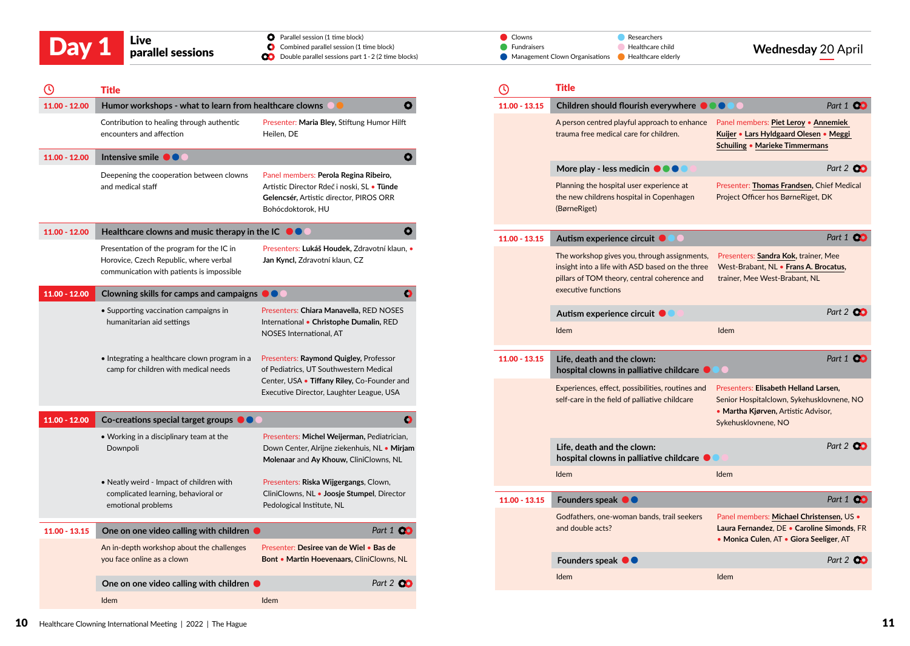# Day 1 — Live parallel sessions

Wednesday 20 April

Legend:
- Parallel session (1 time block)
- Combined parallel session (1 time block)
- Double parallel sessions part 1 - 2 (2 time blocks)

Audience colours: Clowns · Fundraisers · Management Clown Organisations · Researchers · Healthcare child · Healthcare elderly

| Time | Title | |
|---|---|---|
| 11.00 - 12.00 | **Humor workshops - what to learn from healthcare clowns** | |
| | Contribution to healing through authentic encounters and affection | Presenter: **Maria Bley**, Stiftung Humor Hilft Heilen, DE |
| 11.00 - 12.00 | **Intensive smile** | |
| | Deepening the cooperation between clowns and medical staff | Panel members: **Perola Regina Ribeiro**, Artistic Director Rdeč i noski, SL • **Tünde Gelencsér**, Artistic director, PIROS ORR Bohócdoktorok, HU |
| 11.00 - 12.00 | **Healthcare clowns and music therapy in the IC** | |
| | Presentation of the program for the IC in Horovice, Czech Republic, where verbal communication with patients is impossible | Presenters: **Lukáš Houdek**, Zdravotní klaun, • **Jan Kyncl**, Zdravotní klaun, CZ |
| 11.00 - 12.00 | **Clowning skills for camps and campaigns** | |
| | • Supporting vaccination campaigns in humanitarian aid settings | Presenters: **Chiara Manavella**, RED NOSES International • **Christophe Dumalin**, RED NOSES International, AT |
| | • Integrating a healthcare clown program in a camp for children with medical needs | Presenters: **Raymond Quigley**, Professor of Pediatrics, UT Southwestern Medical Center, USA • **Tiffany Riley**, Co-Founder and Executive Director, Laughter League, USA |
| 11.00 - 12.00 | **Co-creations special target groups** | |
| | • Working in a disciplinary team at the Downpoli | Presenters: **Michel Weijerman**, Pediatrician, Down Center, Alrijne ziekenhuis, NL • **Mirjam Molenaar** and **Ay Khouw**, CliniClowns, NL |
| | • Neatly weird - Impact of children with complicated learning, behavioral or emotional problems | Presenters: **Riska Wijgergangs**, Clown, CliniClowns, NL • **Joosje Stumpel**, Director Pedological Institute, NL |
| 11.00 - 13.15 | **One on one video calling with children** — *Part 1* | |
| | An in-depth workshop about the challenges you face online as a clown | Presenter: **Desiree van de Wiel** • **Bas de Bont** • **Martin Hoevenaars**, CliniClowns, NL |
| | **One on one video calling with children** — *Part 2* | |
| | Idem | Idem |
| 11.00 - 13.15 | **Children should flourish everywhere** — *Part 1* | |
| | A person centred playful approach to enhance trauma free medical care for children. | Panel members: **Piet Leroy** • **Annemiek Kuijer** • **Lars Hyldgaard Olesen** • **Meggi Schuiling** • **Marieke Timmermans** |
| | **More play - less medicin** — *Part 2* | |
| | Planning the hospital user experience at the new childrens hospital in Copenhagen (BørneRiget) | Presenter: **Thomas Frandsen**, Chief Medical Project Officer hos BørneRiget, DK |
| 11.00 - 13.15 | **Autism experience circuit** — *Part 1* | |
| | The workshop gives you, through assignments, insight into a life with ASD based on the three pillars of TOM theory, central coherence and executive functions | Presenters: **Sandra Kok**, trainer, Mee West-Brabant, NL • **Frans A. Brocatus**, trainer, Mee West-Brabant, NL |
| | **Autism experience circuit** — *Part 2* | |
| | Idem | Idem |
| 11.00 - 13.15 | **Life, death and the clown: hospital clowns in palliative childcare** — *Part 1* | |
| | Experiences, effect, possibilities, routines and self-care in the field of palliative childcare | Presenters: **Elisabeth Helland Larsen**, Senior Hospitalclown, Sykehusklovnene, NO • **Martha Kjørven**, Artistic Advisor, Sykehusklovnene, NO |
| | **Life, death and the clown: hospital clowns in palliative childcare** — *Part 2* | |
| | Idem | Idem |
| 11.00 - 13.15 | **Founders speak** — *Part 1* | |
| | Godfathers, one-woman bands, trail seekers and double acts? | Panel members: **Michael Christensen**, US • **Laura Fernandez**, DE • **Caroline Simonds**, FR • **Monica Culen**, AT • **Giora Seeliger**, AT |
| | **Founders speak** — *Part 2* | |
| | Idem | Idem |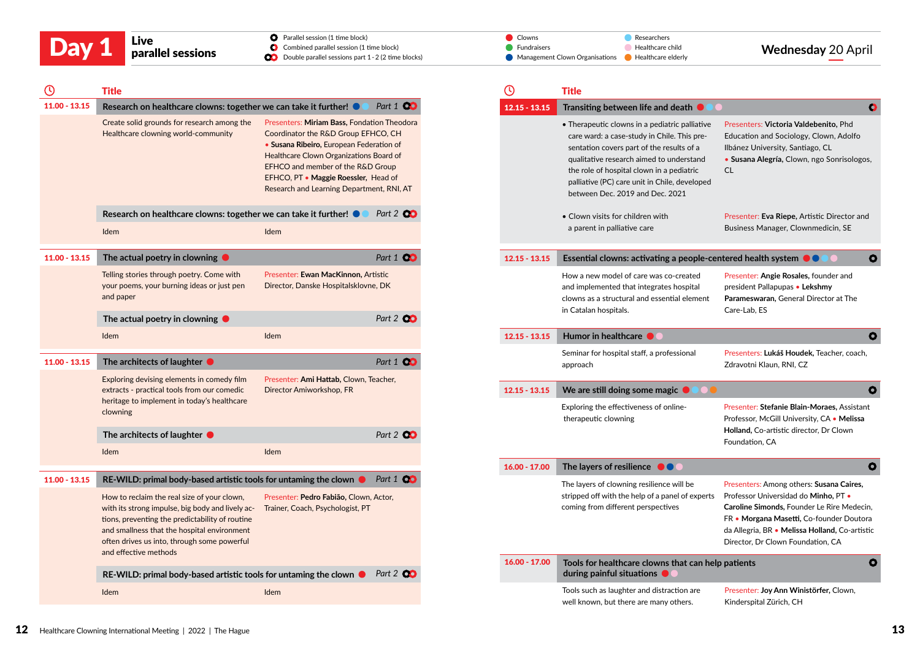# Day 1 — Live parallel sessions

**Wednesday 20 April**

Legend:
- Parallel session (1 time block)
- Combined parallel session (1 time block)
- Double parallel sessions part 1 - 2 (2 time blocks)
- Clowns
- Fundraisers
- Management Clown Organisations
- Researchers
- Healthcare child
- Healthcare elderly

| Time | Title | |
|---|---|---|
| 11.00 - 13.15 | **Research on healthcare clowns: together we can take it further!** *Part 1* | |
| | Create solid grounds for research among the Healthcare clowning world-community | Presenters: **Miriam Bass,** Fondation Theodora Coordinator the R&D Group EFHCO, CH • **Susana Ribeiro,** European Federation of Healthcare Clown Organizations Board of EFHCO and member of the R&D Group EFHCO, PT • **Maggie Roessler,** Head of Research and Learning Department, RNI, AT |
| | **Research on healthcare clowns: together we can take it further!** *Part 2* | |
| | Idem | Idem |
| 11.00 - 13.15 | **The actual poetry in clowning** *Part 1* | |
| | Telling stories through poetry. Come with your poems, your burning ideas or just pen and paper | Presenter: **Ewan MacKinnon,** Artistic Director, Danske Hospitalsklovne, DK |
| | **The actual poetry in clowning** *Part 2* | |
| | Idem | Idem |
| 11.00 - 13.15 | **The architects of laughter** *Part 1* | |
| | Exploring devising elements in comedy film extracts - practical tools from our comedic heritage to implement in today's healthcare clowning | Presenter: **Ami Hattab,** Clown, Teacher, Director Amiworkshop, FR |
| | **The architects of laughter** *Part 2* | |
| | Idem | Idem |
| 11.00 - 13.15 | **RE-WILD: primal body-based artistic tools for untaming the clown** *Part 1* | |
| | How to reclaim the real size of your clown, with its strong impulse, big body and lively actions, preventing the predictability of routine and smallness that the hospital environment often drives us into, through some powerful and effective methods | Presenter: **Pedro Fabião,** Clown, Actor, Trainer, Coach, Psychologist, PT |
| | **RE-WILD: primal body-based artistic tools for untaming the clown** *Part 2* | |
| | Idem | Idem |
| 12.15 - 13.15 | **Transiting between life and death** | |
| | • Therapeutic clowns in a pediatric palliative care ward: a case-study in Chile. This presentation covers part of the results of a qualitative research aimed to understand the role of hospital clown in a pediatric palliative (PC) care unit in Chile, developed between Dec. 2019 and Dec. 2021 | Presenters: **Victoria Valdebenito,** Phd Education and Sociology, Clown, Adolfo Ilbánez University, Santiago, CL • **Susana Alegría,** Clown, ngo Sonrisologos, CL |
| | • Clown visits for children with a parent in palliative care | Presenter: **Eva Riepe,** Artistic Director and Business Manager, Clownmedicin, SE |
| 12.15 - 13.15 | **Essential clowns: activating a people-centered health system** | |
| | How a new model of care was co-created and implemented that integrates hospital clowns as a structural and essential element in Catalan hospitals. | Presenter: **Angie Rosales,** founder and president Pallapupas • **Lekshmy Parameswaran,** General Director at The Care-Lab, ES |
| 12.15 - 13.15 | **Humor in healthcare** | |
| | Seminar for hospital staff, a professional approach | Presenters: **Lukáš Houdek,** Teacher, coach, Zdravotni Klaun, RNI, CZ |
| 12.15 - 13.15 | **We are still doing some magic** | |
| | Exploring the effectiveness of online-therapeutic clowning | Presenter: **Stefanie Blain-Moraes,** Assistant Professor, McGill University, CA • **Melissa Holland,** Co-artistic director, Dr Clown Foundation, CA |
| 16.00 - 17.00 | **The layers of resilience** | |
| | The layers of clowning resilience will be stripped off with the help of a panel of experts coming from different perspectives | Presenters: Among others: **Susana Caires,** Professor Universidad do **Minho,** PT • **Caroline Simonds,** Founder Le Rire Medecin, FR • **Morgana Masetti,** Co-founder Doutora da Allegria, BR • **Melissa Holland,** Co-artistic Director, Dr Clown Foundation, CA |
| 16.00 - 17.00 | **Tools for healthcare clowns that can help patients during painful situations** | |
| | Tools such as laughter and distraction are well known, but there are many others. | Presenter: **Joy Ann Winistörfer,** Clown, Kinderspital Zürich, CH |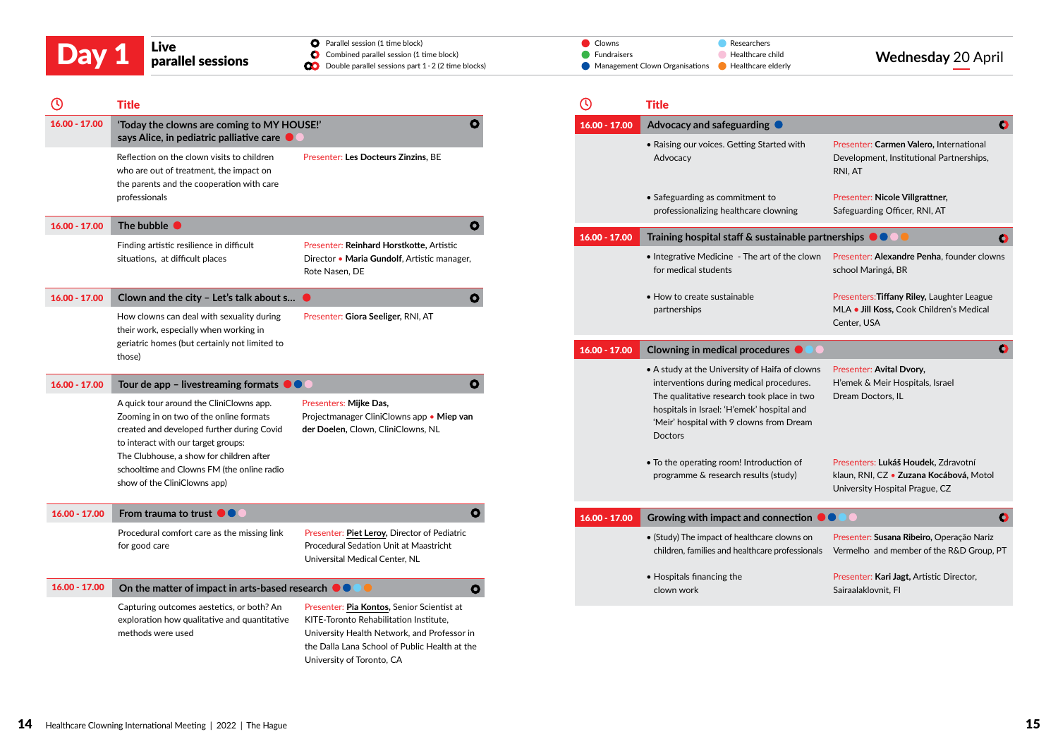# Day 1 Live parallel sessions

Wednesday 20 April

Legend:
- Parallel session (1 time block)
- Combined parallel session (1 time block)
- Double parallel sessions part 1 - 2 (2 time blocks)
- Clowns
- Fundraisers
- Management Clown Organisations
- Researchers
- Healthcare child
- Healthcare elderly

| Time | Title | |
|---|---|---|
| 16.00 - 17.00 | **'Today the clowns are coming to MY HOUSE!' says Alice, in pediatric palliative care** | |
| | Reflection on the clown visits to children who are out of treatment, the impact on the parents and the cooperation with care professionals | Presenter: **Les Docteurs Zinzins**, BE |
| 16.00 - 17.00 | **The bubble** | |
| | Finding artistic resilience in difficult situations, at difficult places | Presenter: **Reinhard Horstkotte**, Artistic Director • **Maria Gundolf**, Artistic manager, Rote Nasen, DE |
| 16.00 - 17.00 | **Clown and the city – Let's talk about s...** | |
| | How clowns can deal with sexuality during their work, especially when working in geriatric homes (but certainly not limited to those) | Presenter: **Giora Seeliger**, RNI, AT |
| 16.00 - 17.00 | **Tour de app – livestreaming formats** | |
| | A quick tour around the CliniClowns app. Zooming in on two of the online formats created and developed further during Covid to interact with our target groups: The Clubhouse, a show for children after schooltime and Clowns FM (the online radio show of the CliniClowns app) | Presenters: **Mijke Das**, Projectmanager CliniClowns app • **Miep van der Doelen**, Clown, CliniClowns, NL |
| 16.00 - 17.00 | **From trauma to trust** | |
| | Procedural comfort care as the missing link for good care | Presenter: **Piet Leroy**, Director of Pediatric Procedural Sedation Unit at Maastricht Universital Medical Center, NL |
| 16.00 - 17.00 | **On the matter of impact in arts-based research** | |
| | Capturing outcomes aestetics, or both? An exploration how qualitative and quantitative methods were used | Presenter: **Pia Kontos**, Senior Scientist at KITE-Toronto Rehabilitation Institute, University Health Network, and Professor in the Dalla Lana School of Public Health at the University of Toronto, CA |
| 16.00 - 17.00 | **Advocacy and safeguarding** | |
| | • Raising our voices. Getting Started with Advocacy | Presenter: **Carmen Valero**, International Development, Institutional Partnerships, RNI, AT |
| | • Safeguarding as commitment to professionalizing healthcare clowning | Presenter: **Nicole Villgrattner**, Safeguarding Officer, RNI, AT |
| 16.00 - 17.00 | **Training hospital staff & sustainable partnerships** | |
| | • Integrative Medicine - The art of the clown for medical students | Presenter: **Alexandre Penha**, founder clowns school Maringá, BR |
| | • How to create sustainable partnerships | Presenters: **Tiffany Riley**, Laughter League MLA • **Jill Koss**, Cook Children's Medical Center, USA |
| 16.00 - 17.00 | **Clowning in medical procedures** | |
| | • A study at the University of Haifa of clowns interventions during medical procedures. The qualitative research took place in two hospitals in Israel: 'H'emek' hospital and 'Meir' hospital with 9 clowns from Dream Doctors | Presenter: **Avital Dvory**, H'emek & Meir Hospitals, Israel Dream Doctors, IL |
| | • To the operating room! Introduction of programme & research results (study) | Presenters: **Lukáš Houdek**, Zdravotní klaun, RNI, CZ • **Zuzana Kocábová**, Motol University Hospital Prague, CZ |
| 16.00 - 17.00 | **Growing with impact and connection** | |
| | • (Study) The impact of healthcare clowns on children, families and healthcare professionals | Presenter: **Susana Ribeiro**, Operação Nariz Vermelho and member of the R&D Group, PT |
| | • Hospitals financing the clown work | Presenter: **Kari Jagt**, Artistic Director, Sairaalaklovnit, FI |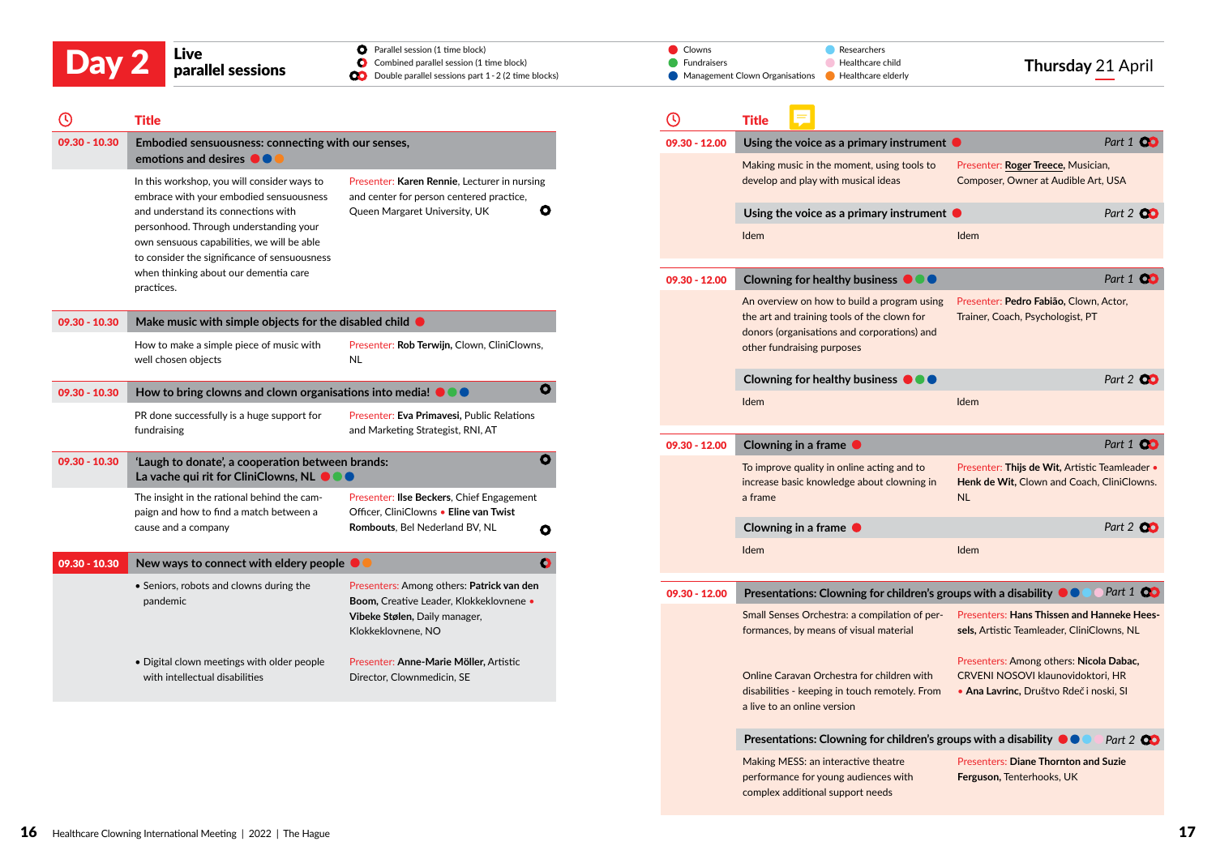# Day 2 Live parallel sessions

Parallel session (1 time block)
Combined parallel session (1 time block)
Double parallel sessions part 1 - 2 (2 time blocks)

Clowns · Fundraisers · Management Clown Organisations · Researchers · Healthcare child · Healthcare elderly

**Thursday 21 April**

| Time | Title |
|---|---|
| **09.30 - 10.30** | **Embodied sensuousness: connecting with our senses, emotions and desires** |
| | In this workshop, you will consider ways to embrace with your embodied sensuousness and understand its connections with personhood. Through understanding your own sensuous capabilities, we will be able to consider the significance of sensuousness when thinking about our dementia care practices. Presenter: **Karen Rennie**, Lecturer in nursing and center for person centered practice, Queen Margaret University, UK |
| **09.30 - 10.30** | **Make music with simple objects for the disabled child** |
| | How to make a simple piece of music with well chosen objects. Presenter: **Rob Terwijn**, Clown, CliniClowns, NL |
| **09.30 - 10.30** | **How to bring clowns and clown organisations into media!** |
| | PR done successfully is a huge support for fundraising. Presenter: **Eva Primavesi**, Public Relations and Marketing Strategist, RNI, AT |
| **09.30 - 10.30** | **'Laugh to donate', a cooperation between brands: La vache qui rit for CliniClowns, NL** |
| | The insight in the rational behind the campaign and how to find a match between a cause and a company. Presenter: **Ilse Beckers**, Chief Engagement Officer, CliniClowns • **Eline van Twist Rombouts**, Bel Nederland BV, NL |
| **09.30 - 10.30** | **New ways to connect with eldery people** |
| | • Seniors, robots and clowns during the pandemic. Presenters: Among others: **Patrick van den Boom**, Creative Leader, Klokkeklovnene • **Vibeke Stølen**, Daily manager, Klokkeklovnene, NO |
| | • Digital clown meetings with older people with intellectual disabilities. Presenter: **Anne-Marie Möller**, Artistic Director, Clownmedicin, SE |
| **09.30 - 12.00** | **Using the voice as a primary instrument** — *Part 1* |
| | Making music in the moment, using tools to develop and play with musical ideas. Presenter: **Roger Treece**, Musician, Composer, Owner at Audible Art, USA |
| | **Using the voice as a primary instrument** — *Part 2* |
| | Idem. Idem |
| **09.30 - 12.00** | **Clowning for healthy business** — *Part 1* |
| | An overview on how to build a program using the art and training tools of the clown for donors (organisations and corporations) and other fundraising purposes. Presenter: **Pedro Fabião**, Clown, Actor, Trainer, Coach, Psychologist, PT |
| | **Clowning for healthy business** — *Part 2* |
| | Idem. Idem |
| **09.30 - 12.00** | **Clowning in a frame** — *Part 1* |
| | To improve quality in online acting and to increase basic knowledge about clowning in a frame. Presenter: **Thijs de Wit**, Artistic Teamleader • **Henk de Wit**, Clown and Coach, CliniClowns. NL |
| | **Clowning in a frame** — *Part 2* |
| | Idem. Idem |
| **09.30 - 12.00** | **Presentations: Clowning for children's groups with a disability** — *Part 1* |
| | Small Senses Orchestra: a compilation of performances, by means of visual material. Presenters: **Hans Thissen and Hanneke Heessels**, Artistic Teamleader, CliniClowns, NL |
| | Online Caravan Orchestra for children with disabilities - keeping in touch remotely. From a live to an online version. Presenters: Among others: **Nicola Dabac**, CRVENI NOSOVI klaunovidoktori, HR • **Ana Lavrinc**, Društvo Rdeči noski, SI |
| | **Presentations: Clowning for children's groups with a disability** — *Part 2* |
| | Making MESS: an interactive theatre performance for young audiences with complex additional support needs. Presenters: **Diane Thornton and Suzie Ferguson**, Tenterhooks, UK |

Healthcare Clowning International Meeting | 2022 | The Hague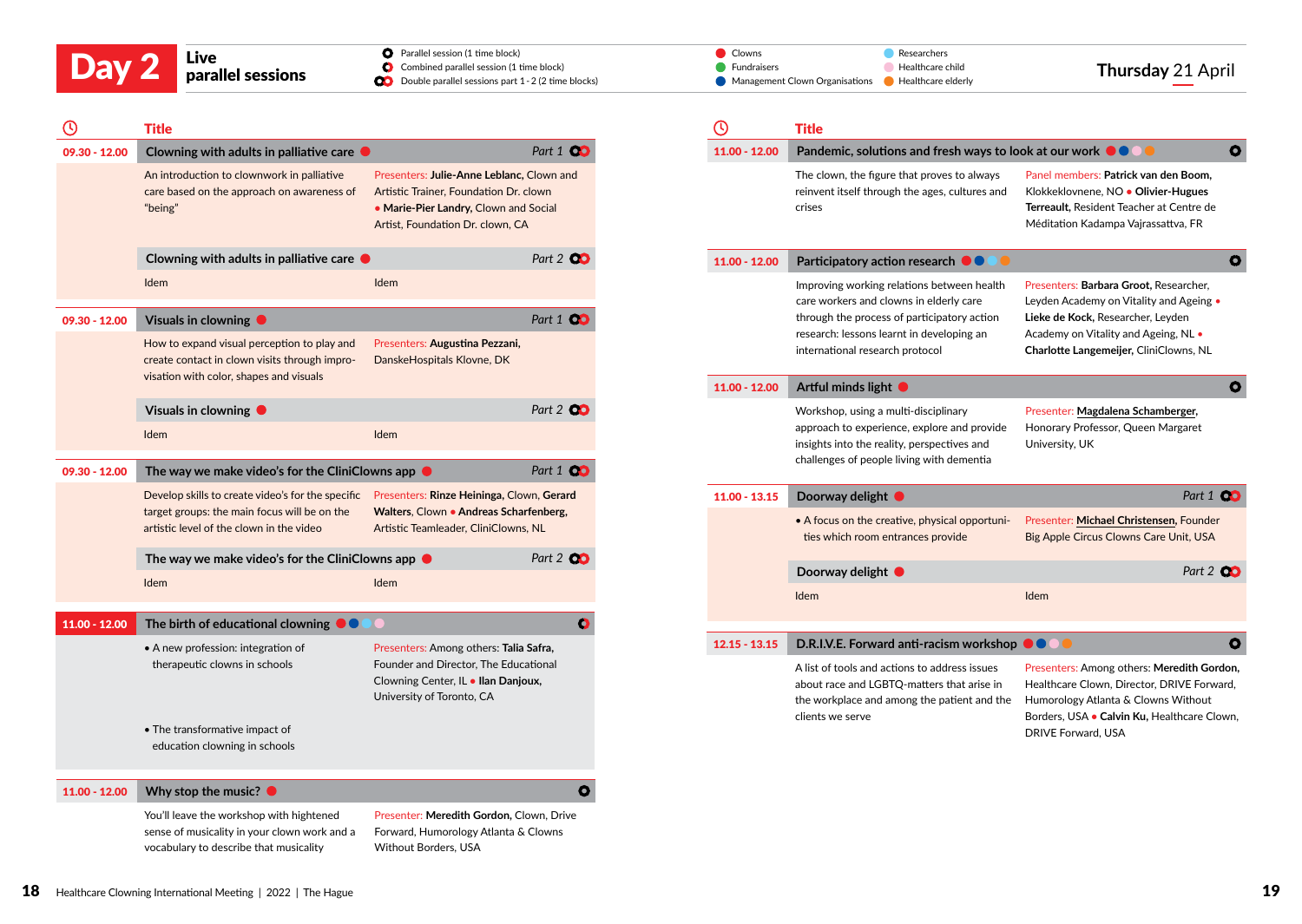# Day 2 Live parallel sessions

Thursday 21 April

Legend:
- Parallel session (1 time block)
- Combined parallel session (1 time block)
- Double parallel sessions part 1 - 2 (2 time blocks)

Target groups: Clowns, Fundraisers, Management Clown Organisations, Researchers, Healthcare child, Healthcare elderly

| Time | Title | |
|---|---|---|
| 09.30 - 12.00 | **Clowning with adults in palliative care** — *Part 1* | |
| | An introduction to clownwork in palliative care based on the approach on awareness of "being" | Presenters: **Julie-Anne Leblanc,** Clown and Artistic Trainer, Foundation Dr. clown • **Marie-Pier Landry,** Clown and Social Artist, Foundation Dr. clown, CA |
| | **Clowning with adults in palliative care** — *Part 2* | |
| | Idem | Idem |
| 09.30 - 12.00 | **Visuals in clowning** — *Part 1* | |
| | How to expand visual perception to play and create contact in clown visits through improvisation with color, shapes and visuals | Presenters: **Augustina Pezzani,** DanskeHospitals Klovne, DK |
| | **Visuals in clowning** — *Part 2* | |
| | Idem | Idem |
| 09.30 - 12.00 | **The way we make video's for the CliniClowns app** — *Part 1* | |
| | Develop skills to create video's for the specific target groups: the main focus will be on the artistic level of the clown in the video | Presenters: **Rinze Heininga,** Clown, **Gerard Walters,** Clown • **Andreas Scharfenberg,** Artistic Teamleader, CliniClowns, NL |
| | **The way we make video's for the CliniClowns app** — *Part 2* | |
| | Idem | Idem |
| 11.00 - 12.00 | **The birth of educational clowning** | |
| | • A new profession: integration of therapeutic clowns in schools<br>• The transformative impact of education clowning in schools | Presenters: Among others: **Talia Safra,** Founder and Director, The Educational Clowning Center, IL • **Ilan Danjoux,** University of Toronto, CA |
| 11.00 - 12.00 | **Why stop the music?** | |
| | You'll leave the workshop with hightened sense of musicality in your clown work and a vocabulary to describe that musicality | Presenter: **Meredith Gordon,** Clown, Drive Forward, Humorology Atlanta & Clowns Without Borders, USA |
| 11.00 - 12.00 | **Pandemic, solutions and fresh ways to look at our work** | |
| | The clown, the figure that proves to always reinvent itself through the ages, cultures and crises | Panel members: **Patrick van den Boom,** Klokkeklovnene, NO • **Olivier-Hugues Terreault,** Resident Teacher at Centre de Méditation Kadampa Vajrassattva, FR |
| 11.00 - 12.00 | **Participatory action research** | |
| | Improving working relations between health care workers and clowns in elderly care through the process of participatory action research: lessons learnt in developing an international research protocol | Presenters: **Barbara Groot,** Researcher, Leyden Academy on Vitality and Ageing • **Lieke de Kock,** Researcher, Leyden Academy on Vitality and Ageing, NL • **Charlotte Langemeijer,** CliniClowns, NL |
| 11.00 - 12.00 | **Artful minds light** | |
| | Workshop, using a multi-disciplinary approach to experience, explore and provide insights into the reality, perspectives and challenges of people living with dementia | Presenter: **Magdalena Schamberger,** Honorary Professor, Queen Margaret University, UK |
| 11.00 - 13.15 | **Doorway delight** — *Part 1* | |
| | • A focus on the creative, physical opportunities which room entrances provide | Presenter: **Michael Christensen,** Founder Big Apple Circus Clowns Care Unit, USA |
| | **Doorway delight** — *Part 2* | |
| | Idem | Idem |
| 12.15 - 13.15 | **D.R.I.V.E. Forward anti-racism workshop** | |
| | A list of tools and actions to address issues about race and LGBTQ-matters that arise in the workplace and among the patient and the clients we serve | Presenters: Among others: **Meredith Gordon,** Healthcare Clown, Director, DRIVE Forward, Humorology Atlanta & Clowns Without Borders, USA • **Calvin Ku,** Healthcare Clown, DRIVE Forward, USA |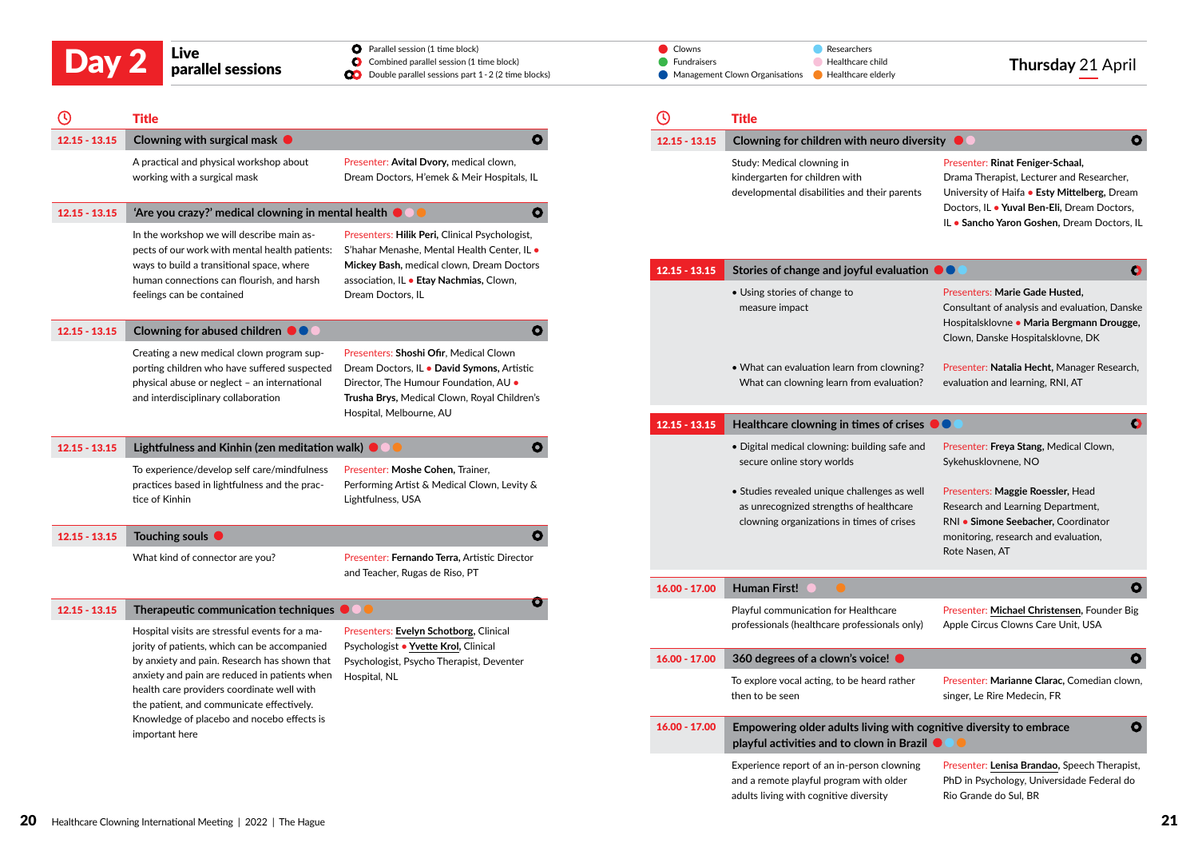# Day 2 Live parallel sessions

Thursday 21 April

Legend:
- Parallel session (1 time block)
- Combined parallel session (1 time block)
- Double parallel sessions part 1 - 2 (2 time blocks)
- Clowns
- Fundraisers
- Management Clown Organisations
- Researchers
- Healthcare child
- Healthcare elderly

| Time | Title |
|---|---|

### 12.15 - 13.15 — Clowning with surgical mask

A practical and physical workshop about working with a surgical mask

Presenter: **Avital Dvory,** medical clown, Dream Doctors, H'emek & Meir Hospitals, IL

### 12.15 - 13.15 — 'Are you crazy?' medical clowning in mental health

In the workshop we will describe main aspects of our work with mental health patients: ways to build a transitional space, where human connections can flourish, and harsh feelings can be contained

Presenters: **Hilik Peri,** Clinical Psychologist, S'hahar Menashe, Mental Health Center, IL • **Mickey Bash,** medical clown, Dream Doctors association, IL • **Etay Nachmias,** Clown, Dream Doctors, IL

### 12.15 - 13.15 — Clowning for abused children

Creating a new medical clown program supporting children who have suffered suspected physical abuse or neglect – an international and interdisciplinary collaboration

Presenters: **Shoshi Ofir,** Medical Clown Dream Doctors, IL • **David Symons,** Artistic Director, The Humour Foundation, AU • **Trusha Brys,** Medical Clown, Royal Children's Hospital, Melbourne, AU

### 12.15 - 13.15 — Lightfulness and Kinhin (zen meditation walk)

To experience/develop self care/mindfulness practices based in lightfulness and the practice of Kinhin

Presenter: **Moshe Cohen,** Trainer, Performing Artist & Medical Clown, Levity & Lightfulness, USA

### 12.15 - 13.15 — Touching souls

What kind of connector are you?

Presenter: **Fernando Terra,** Artistic Director and Teacher, Rugas de Riso, PT

### 12.15 - 13.15 — Therapeutic communication techniques

Hospital visits are stressful events for a majority of patients, which can be accompanied by anxiety and pain. Research has shown that anxiety and pain are reduced in patients when health care providers coordinate well with the patient, and communicate effectively. Knowledge of placebo and nocebo effects is important here

Presenters: **Evelyn Schotborg,** Clinical Psychologist • **Yvette Krol,** Clinical Psychologist, Psycho Therapist, Deventer Hospital, NL

### 12.15 - 13.15 — Clowning for children with neuro diversity

Study: Medical clowning in kindergarten for children with developmental disabilities and their parents

Presenter: **Rinat Feniger-Schaal,** Drama Therapist, Lecturer and Researcher, University of Haifa • **Esty Mittelberg,** Dream Doctors, IL • **Yuval Ben-Eli,** Dream Doctors, IL • **Sancho Yaron Goshen,** Dream Doctors, IL

### 12.15 - 13.15 — Stories of change and joyful evaluation

- Using stories of change to measure impact

  Presenters: **Marie Gade Husted,** Consultant of analysis and evaluation, Danske Hospitalsklovne • **Maria Bergmann Drougge,** Clown, Danske Hospitalsklovne, DK

- What can evaluation learn from clowning? What can clowning learn from evaluation?

  Presenter: **Natalia Hecht,** Manager Research, evaluation and learning, RNI, AT

### 12.15 - 13.15 — Healthcare clowning in times of crises

- Digital medical clowning: building safe and secure online story worlds

  Presenters: **Freya Stang,** Medical Clown, Sykehusklovnene, NO

- Studies revealed unique challenges as well as unrecognized strengths of healthcare clowning organizations in times of crises

  Presenters: **Maggie Roessler,** Head Research and Learning Department, RNI • **Simone Seebacher,** Coordinator monitoring, research and evaluation, Rote Nasen, AT

### 16.00 - 17.00 — Human First!

Playful communication for Healthcare professionals (healthcare professionals only)

Presenter: **Michael Christensen,** Founder Big Apple Circus Clowns Care Unit, USA

### 16.00 - 17.00 — 360 degrees of a clown's voice!

To explore vocal acting, to be heard rather then to be seen

Presenter: **Marianne Clarac,** Comedian clown, singer, Le Rire Medecin, FR

### 16.00 - 17.00 — Empowering older adults living with cognitive diversity to embrace playful activities and to clown in Brazil

Experience report of an in-person clowning and a remote playful program with older adults living with cognitive diversity

Presenter: **Lenisa Brandao,** Speech Therapist, PhD in Psychology, Universidade Federal do Rio Grande do Sul, BR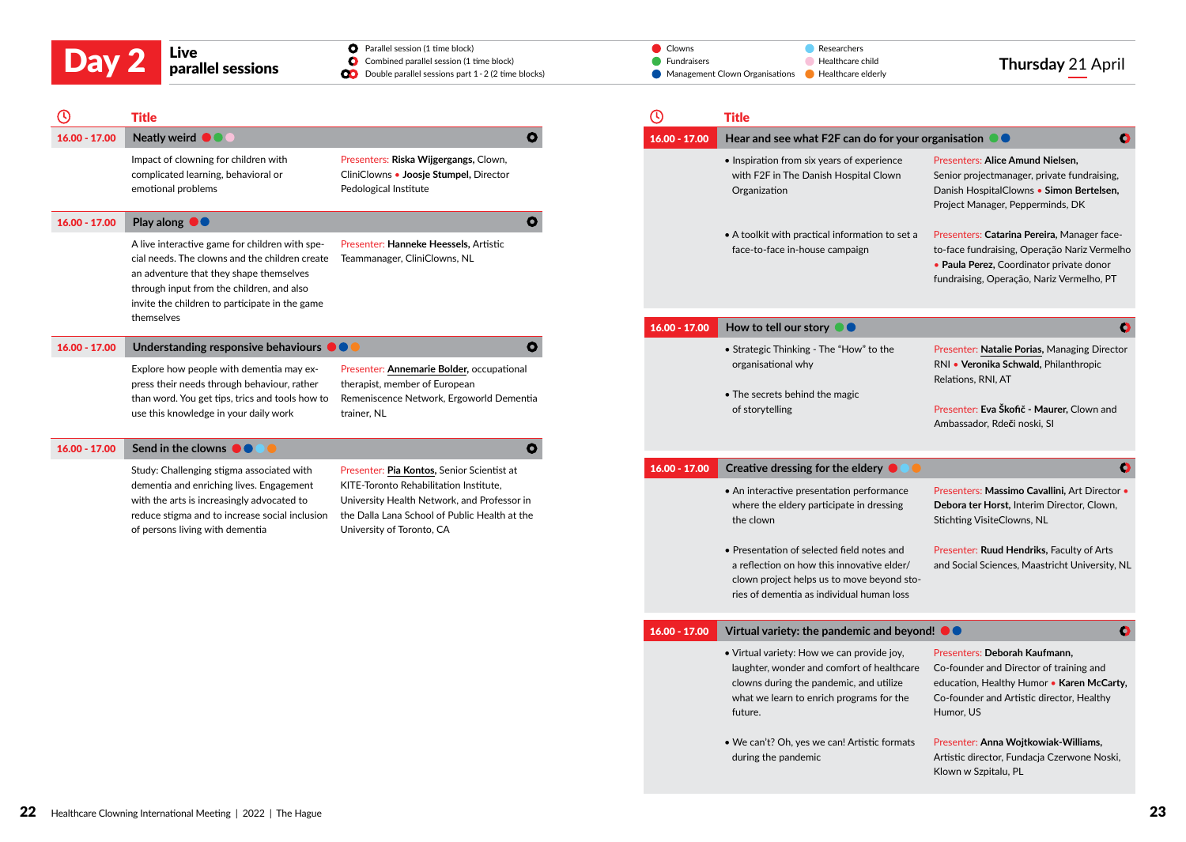# Day 2 Live parallel sessions

Thursday 21 April

- Parallel session (1 time block)
- Combined parallel session (1 time block)
- Double parallel sessions part 1 - 2 (2 time blocks)

Clowns · Fundraisers · Management Clown Organisations · Researchers · Healthcare child · Healthcare elderly

| Time | Title | | |
|---|---|---|---|
| 16.00 - 17.00 | **Neatly weird** | Impact of clowning for children with complicated learning, behavioral or emotional problems | Presenters: **Riska Wijgergangs,** Clown, CliniClowns • **Joosje Stumpel,** Director Pedological Institute |
| 16.00 - 17.00 | **Play along** | A live interactive game for children with special needs. The clowns and the children create an adventure that they shape themselves through input from the children, and also invite the children to participate in the game themselves | Presenter: **Hanneke Heessels,** Artistic Teammanager, CliniClowns, NL |
| 16.00 - 17.00 | **Understanding responsive behaviours** | Explore how people with dementia may express their needs through behaviour, rather than word. You get tips, trics and tools how to use this knowledge in your daily work | Presenter: **Annemarie Bolder,** occupational therapist, member of European Remenicsence Network, Ergoworld Dementia trainer, NL |
| 16.00 - 17.00 | **Send in the clowns** | Study: Challenging stigma associated with dementia and enriching lives. Engagement with the arts is increasingly advocated to reduce stigma and to increase social inclusion of persons living with dementia | Presenter: **Pia Kontos,** Senior Scientist at KITE-Toronto Rehabilitation Institute, University Health Network, and Professor in the Dalla Lana School of Public Health at the University of Toronto, CA |
| 16.00 - 17.00 | **Hear and see what F2F can do for your organisation** | • Inspiration from six years of experience with F2F in The Danish Hospital Clown Organization | Presenters: **Alice Amund Nielsen,** Senior projectmanager, private fundraising, Danish HospitalClowns • **Simon Bertelsen,** Project Manager, Pepperminds, DK |
| | | • A toolkit with practical information to set a face-to-face in-house campaign | Presenters: **Catarina Pereira,** Manager face-to-face fundraising, Operação Nariz Vermelho • **Paula Perez,** Coordinator private donor fundraising, Operação Nariz Vermelho, PT |
| 16.00 - 17.00 | **How to tell our story** | • Strategic Thinking - The "How" to the organisational why | Presenter: **Natalie Porias,** Managing Director RNI • **Veronika Schwald,** Philanthropic Relations, RNI, AT |
| | | • The secrets behind the magic of storytelling | Presenter: **Eva Škofič - Maurer,** Clown and Ambassador, Rdeči noski, SI |
| 16.00 - 17.00 | **Creative dressing for the eldery** | • An interactive presentation performance where the eldery participate in dressing the clown | Presenters: **Massimo Cavallini,** Art Director • **Debora ter Horst,** Interim Director, Clown, Stichting VisiteClowns, NL |
| | | • Presentation of selected field notes and a reflection on how this innovative elder/clown project helps us to move beyond stories of dementia as individual human loss | Presenter: **Ruud Hendriks,** Faculty of Arts and Social Sciences, Maastricht University, NL |
| 16.00 - 17.00 | **Virtual variety: the pandemic and beyond!** | • Virtual variety: How we can provide joy, laughter, wonder and comfort of healthcare clowns during the pandemic, and utilize what we learn to enrich programs for the future. | Presenters: **Deborah Kaufmann,** Co-founder and Director of training and education, Healthy Humor • **Karen McCarty,** Co-founder and Artistic director, Healthy Humor, US |
| | | • We can't? Oh, yes we can! Artistic formats during the pandemic | Presenter: **Anna Wojtkowiak-Williams,** Artistic director, Fundacja Czerwone Noski, Klown w Szpitalu, PL |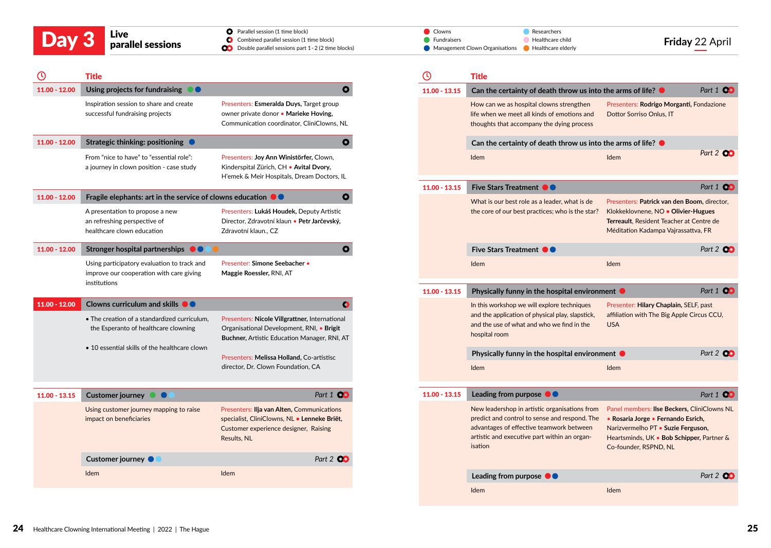# Day 3

## Live parallel sessions

- Parallel session (1 time block)
- Combined parallel session (1 time block)
- Double parallel sessions part 1 - 2 (2 time blocks)

- Clowns
- Fundraisers
- Management Clown Organisations
- Researchers
- Healthcare child
- Healthcare elderly

**Friday 22 April**

| Time | Title | | |
|---|---|---|---|
| 11.00 - 12.00 | **Using projects for fundraising** | Inspiration session to share and create successful fundraising projects | Presenters: **Esmeralda Duys,** Target group owner private donor • **Marieke Hoving,** Communication coordinator, CliniClowns, NL |
| 11.00 - 12.00 | **Strategic thinking: positioning** | From "nice to have" to "essential role": a journey in clown position - case study | Presenters: **Joy Ann Winistörfer,** Clown, Kinderspital Zürich, CH • **Avital Dvory,** H'emek & Meir Hospitals, Dream Doctors, IL |
| 11.00 - 12.00 | **Fragile elephants: art in the service of clowns education** | A presentation to propose a new an refreshing perspective of healthcare clown education | Presenters: **Lukáš Houdek,** Deputy Artistic Director, Zdravotní klaun • **Petr Jarčevský,** Zdravotní klaun., CZ |
| 11.00 - 12.00 | **Stronger hospital partnerships** | Using participatory evaluation to track and improve our cooperation with care giving institutions | Presenter: **Simone Seebacher** • **Maggie Roessler,** RNI, AT |
| 11.00 - 12.00 | **Clowns curriculum and skills** | • The creation of a standardized curriculum, the Esperanto of healthcare clowning | Presenters: **Nicole Villgrattner,** International Organisational Development, RNI, • **Brigit Buchner,** Artistic Education Manager, RNI, AT |
| | | • 10 essential skills of the healthcare clown | Presenters: **Melissa Holland,** Co-artistisc director, Dr. Clown Foundation, CA |
| 11.00 - 13.15 | **Customer journey** — *Part 1* | Using customer journey mapping to raise impact on beneficiaries | Presenters: **Ilja van Alten,** Communications specialist, CliniClowns, NL • **Lenneke Briët,** Customer experience designer, Raising Results, NL |
| | **Customer journey** — *Part 2* | Idem | Idem |
| 11.00 - 13.15 | **Can the certainty of death throw us into the arms of life?** — *Part 1* | How can we as hospital clowns strengthen life when we meet all kinds of emotions and thoughts that accompany the dying process | Presenters: **Rodrigo Morganti,** Fondazione Dottor Sorriso Onlus, IT |
| | **Can the certainty of death throw us into the arms of life?** — *Part 2* | Idem | Idem |
| 11.00 - 13.15 | **Five Stars Treatment** — *Part 1* | What is our best role as a leader, what is de the core of our best practices; who is the star? | Presenters: **Patrick van den Boom,** director, Klokkeklovnene, NO • **Olivier-Hugues Terreault,** Resident Teacher at Centre de Méditation Kadampa Vajrassattva, FR |
| | **Five Stars Treatment** — *Part 2* | Idem | Idem |
| 11.00 - 13.15 | **Physically funny in the hospital environment** — *Part 1* | In this workshop we will explore techniques and the application of physical play, slapstick, and the use of what and who we find in the hospital room | Presenter: **Hilary Chaplain,** SELF, past affiliation with The Big Apple Circus CCU, USA |
| | **Physically funny in the hospital environment** — *Part 2* | Idem | Idem |
| 11.00 - 13.15 | **Leading from purpose** — *Part 1* | New leadership in artistic organisations from predict and control to sense and respond. The advantages of effective teamwork between artistic and executive part within an organisation | Panel members: **Ilse Beckers,** CliniClowns NL • **Rosaria Jorge** • **Fernando Esrich,** Narizvermelho PT • **Suzie Ferguson,** Heartsminds, UK • **Bob Schipper,** Partner & Co-founder, RSPND, NL |
| | **Leading from purpose** — *Part 2* | Idem | Idem |

Healthcare Clowning International Meeting | 2022 | The Hague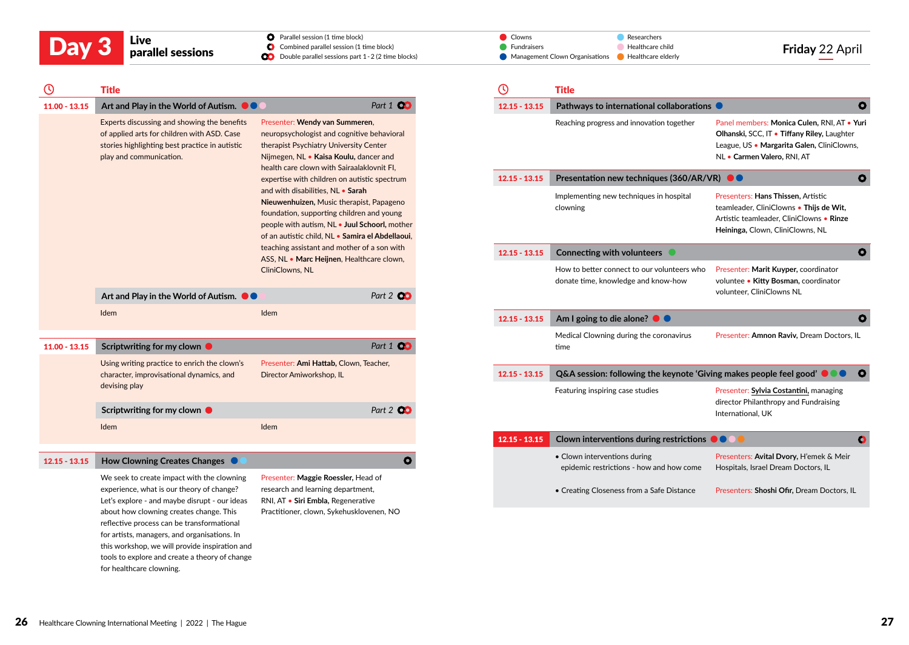# Day 3 — Live parallel sessions

**Friday 22 April**

Legend:
- Parallel session (1 time block)
- Combined parallel session (1 time block)
- Double parallel sessions part 1 - 2 (2 time blocks)

Audience: Clowns • Fundraisers • Management Clown Organisations • Researchers • Healthcare child • Healthcare elderly

| Time | Title | |
|---|---|---|
| **11.00 - 13.15** | **Art and Play in the World of Autism.** | *Part 1* |
| | Experts discussing and showing the benefits of applied arts for children with ASD. Case stories highlighting best practice in autistic play and communication. | Presenter: **Wendy van Summeren**, neuropsychologist and cognitive behavioral therapist Psychiatry University Center Nijmegen, NL • **Kaisa Koulu**, dancer and health care clown with Sairaalaklovnit FI, expertise with children on autistic spectrum and with disabilities, NL • **Sarah Nieuwenhuizen**, Music therapist, Papageno foundation, supporting children and young people with autism, NL • **Juul Schoorl**, mother of an autistic child, NL • **Samira el Abdellaoui**, teaching assistant and mother of a son with ASS, NL • **Marc Heijnen**, Healthcare clown, CliniClowns, NL |
| | **Art and Play in the World of Autism.** | *Part 2* |
| | Idem | Idem |
| **11.00 - 13.15** | **Scriptwriting for my clown** | *Part 1* |
| | Using writing practice to enrich the clown's character, improvisational dynamics, and devising play | Presenter: **Ami Hattab**, Clown, Teacher, Director Amiworkshop, IL |
| | **Scriptwriting for my clown** | *Part 2* |
| | Idem | Idem |
| **12.15 - 13.15** | **How Clowning Creates Changes** | |
| | We seek to create impact with the clowning experience, what is our theory of change? Let's explore - and maybe disrupt - our ideas about how clowning creates change. This reflective process can be transformational for artists, managers, and organisations. In this workshop, we will provide inspiration and tools to explore and create a theory of change for healthcare clowning. | Presenter: **Maggie Roessler**, Head of research and learning department, RNI, AT • **Siri Embla**, Regenerative Practitioner, clown, Sykehusklovnen, NO |
| **12.15 - 13.15** | **Pathways to international collaborations** | |
| | Reaching progress and innovation together | Panel members: **Monica Culen**, RNI, AT • **Yuri Olhanski**, SCC, IT • **Tiffany Riley**, Laughter League, US • **Margarita Galen**, CliniClowns, NL • **Carmen Valero**, RNI, AT |
| **12.15 - 13.15** | **Presentation new techniques (360/AR/VR)** | |
| | Implementing new techniques in hospital clowning | Presenters: **Hans Thissen**, Artistic teamleader, CliniClowns • **Thijs de Wit**, Artistic teamleader, CliniClowns • **Rinze Heininga**, Clown, CliniClowns, NL |
| **12.15 - 13.15** | **Connecting with volunteers** | |
| | How to better connect to our volunteers who donate time, knowledge and know-how | Presenter: **Marit Kuyper**, coordinator voluntee • **Kitty Bosman**, coordinator volunteer, CliniClowns NL |
| **12.15 - 13.15** | **Am I going to die alone?** | |
| | Medical Clowning during the coronavirus time | Presenter: **Amnon Raviv**, Dream Doctors, IL |
| **12.15 - 13.15** | **Q&A session: following the keynote 'Giving makes people feel good'** | |
| | Featuring inspiring case studies | Presenter: **Sylvia Costantini**, managing director Philanthropy and Fundraising International, UK |
| **12.15 - 13.15** | **Clown interventions during restrictions** | |
| | • Clown interventions during epidemic restrictions - how and how come | Presenters: **Avital Dvory**, H'emek & Meir Hospitals, Israel Dream Doctors, IL |
| | • Creating Closeness from a Safe Distance | Presenters: **Shoshi Ofir**, Dream Doctors, IL |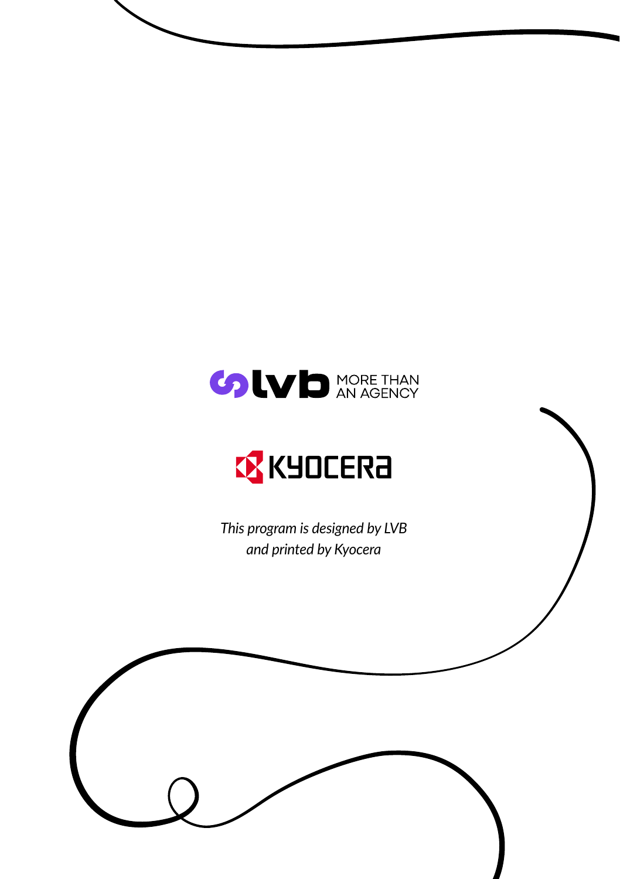lvb MORE THAN AN AGENCY

KYOCERA

*This program is designed by LVB and printed by Kyocera*